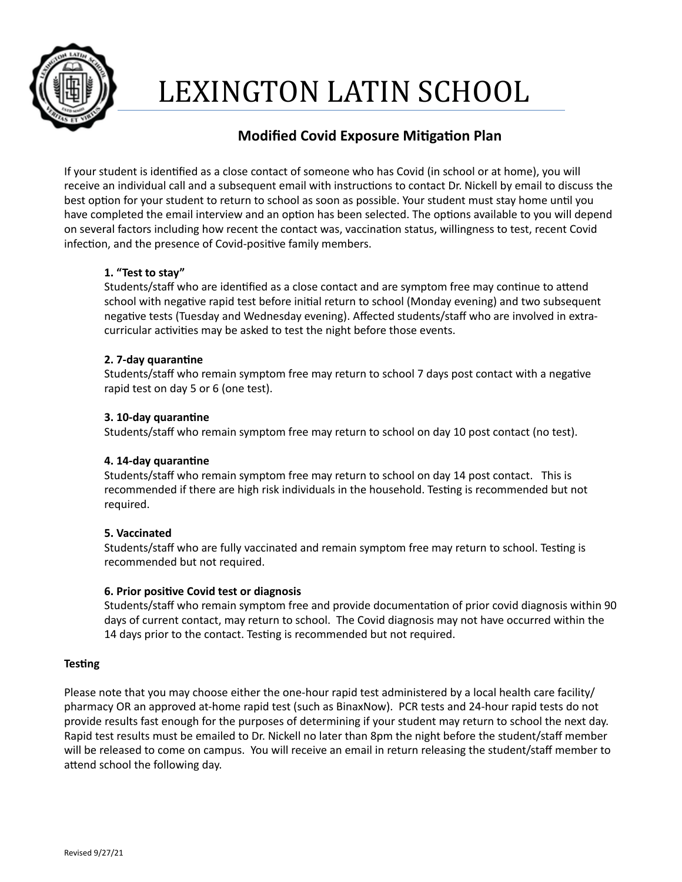# LEXINGTON LATIN SCHOOL

## Modified Covid Exposure Mitigation Plan

If your student is identified as a close contact of someone who has Covid (in school or at home), you will receive an individual call and a subsequent email with instructions to contact Dr. Nickell by email to discuss the best option for your student to return to school as soon as possible. Your student must stay home until you have completed the email interview and an option has been selected. The options available to you will depend on several factors including how recent the contact was, vaccination status, willingness to test, recent Covid infection, and the presence of Covid-positive family members.

**1. "Test to stay"**
Students/staff who are identified as a close contact and are symptom free may continue to attend school with negative rapid test before initial return to school (Monday evening) and two subsequent negative tests (Tuesday and Wednesday evening). Affected students/staff who are involved in extra-curricular activities may be asked to test the night before those events.

**2. 7-day quarantine**
Students/staff who remain symptom free may return to school 7 days post contact with a negative rapid test on day 5 or 6 (one test).

**3. 10-day quarantine**
Students/staff who remain symptom free may return to school on day 10 post contact (no test).

**4. 14-day quarantine**
Students/staff who remain symptom free may return to school on day 14 post contact. This is recommended if there are high risk individuals in the household. Testing is recommended but not required.

**5. Vaccinated**
Students/staff who are fully vaccinated and remain symptom free may return to school. Testing is recommended but not required.

**6. Prior positive Covid test or diagnosis**
Students/staff who remain symptom free and provide documentation of prior covid diagnosis within 90 days of current contact, may return to school. The Covid diagnosis may not have occurred within the 14 days prior to the contact. Testing is recommended but not required.

**Testing**

Please note that you may choose either the one-hour rapid test administered by a local health care facility/ pharmacy OR an approved at-home rapid test (such as BinaxNow). PCR tests and 24-hour rapid tests do not provide results fast enough for the purposes of determining if your student may return to school the next day. Rapid test results must be emailed to Dr. Nickell no later than 8pm the night before the student/staff member will be released to come on campus. You will receive an email in return releasing the student/staff member to attend school the following day.

Revised 9/27/21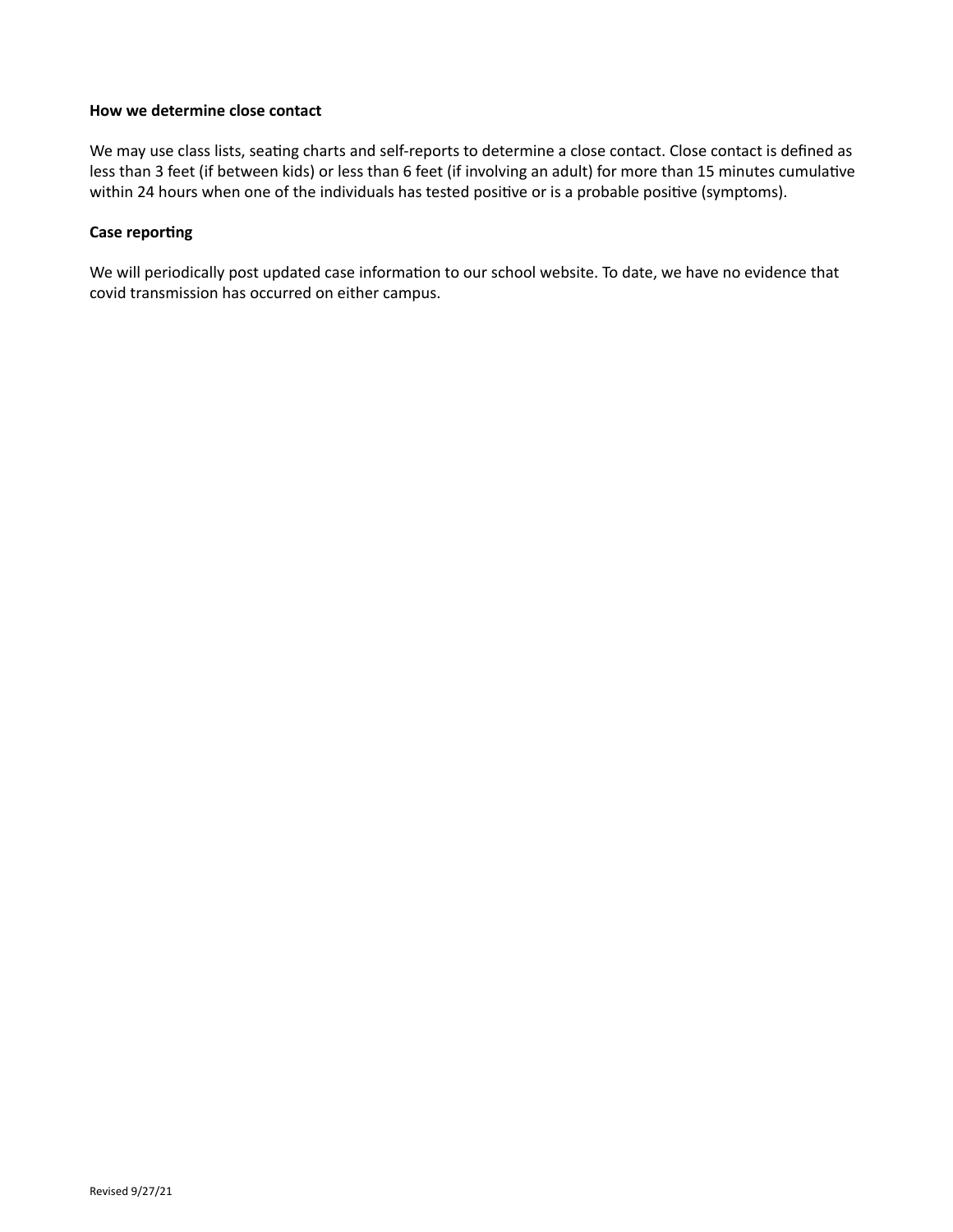**How we determine close contact**

We may use class lists, seating charts and self-reports to determine a close contact. Close contact is defined as less than 3 feet (if between kids) or less than 6 feet (if involving an adult) for more than 15 minutes cumulative within 24 hours when one of the individuals has tested positive or is a probable positive (symptoms).

**Case reporting**

We will periodically post updated case information to our school website. To date, we have no evidence that covid transmission has occurred on either campus.

Revised 9/27/21